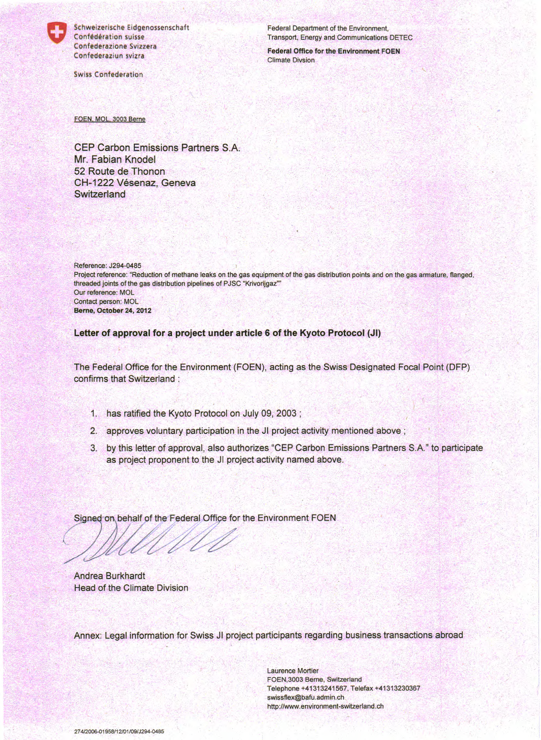Schweizerische Eidgenossenschaft
Confédération suisse
Confederazione Svizzera
Confederaziun svizra

Swiss Confederation

Federal Department of the Environment, Transport, Energy and Communications DETEC

**Federal Office for the Environment FOEN**
Climate Divsion

FOEN, MOL, 3003 Berne

CEP Carbon Emissions Partners S.A.
Mr. Fabian Knodel
52 Route de Thonon
CH-1222 Vésenaz, Geneva
Switzerland

Reference: J294-0485
Project reference: "Reduction of methane leaks on the gas equipment of the gas distribution points and on the gas armature, flanged, threaded joints of the gas distribution pipelines of PJSC "Krivorijgaz""
Our reference: MOL
Contact person: MOL
**Berne, October 24, 2012**

**Letter of approval for a project under article 6 of the Kyoto Protocol (JI)**

The Federal Office for the Environment (FOEN), acting as the Swiss Designated Focal Point (DFP) confirms that Switzerland :

1. has ratified the Kyoto Protocol on July 09, 2003 ;
2. approves voluntary participation in the JI project activity mentioned above ;
3. by this letter of approval, also authorizes "CEP Carbon Emissions Partners S.A." to participate as project proponent to the JI project activity named above.

Signed on behalf of the Federal Office for the Environment FOEN

Andrea Burkhardt
Head of the Climate Division

Annex: Legal information for Swiss JI project participants regarding business transactions abroad

Laurence Mortier
FOEN,3003 Berne, Switzerland
Telephone +41313241567, Telefax +41313230367
swissflex@bafu.admin.ch
http://www.environment-switzerland.ch

274/2006-01958/12/01/09/J294-0485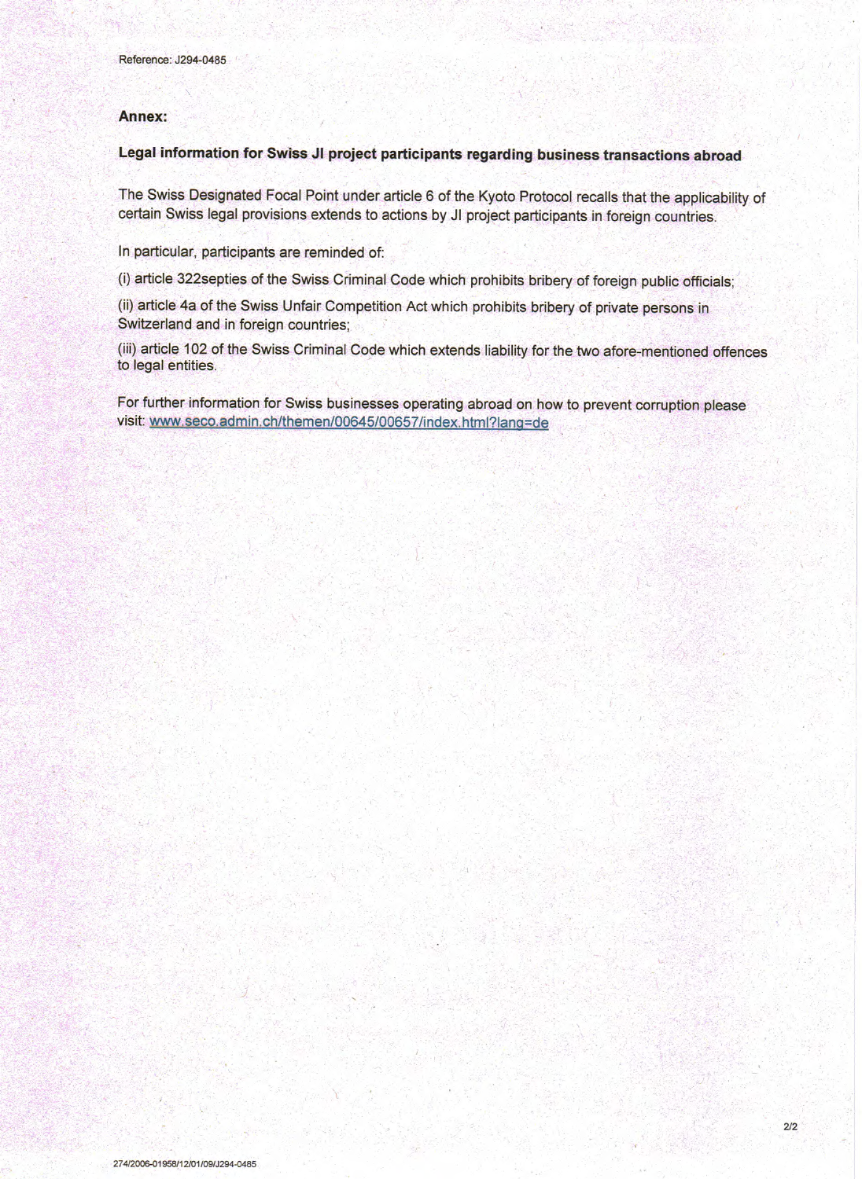Reference: J294-0485

**Annex:**

**Legal information for Swiss JI project participants regarding business transactions abroad**

The Swiss Designated Focal Point under article 6 of the Kyoto Protocol recalls that the applicability of certain Swiss legal provisions extends to actions by JI project participants in foreign countries.

In particular, participants are reminded of:

(i) article 322septies of the Swiss Criminal Code which prohibits bribery of foreign public officials;

(ii) article 4a of the Swiss Unfair Competition Act which prohibits bribery of private persons in Switzerland and in foreign countries;

(iii) article 102 of the Swiss Criminal Code which extends liability for the two afore-mentioned offences to legal entities.

For further information for Swiss businesses operating abroad on how to prevent corruption please visit: www.seco.admin.ch/themen/00645/00657/index.html?lang=de

274/2006-01958/12/01/09/J294-0485